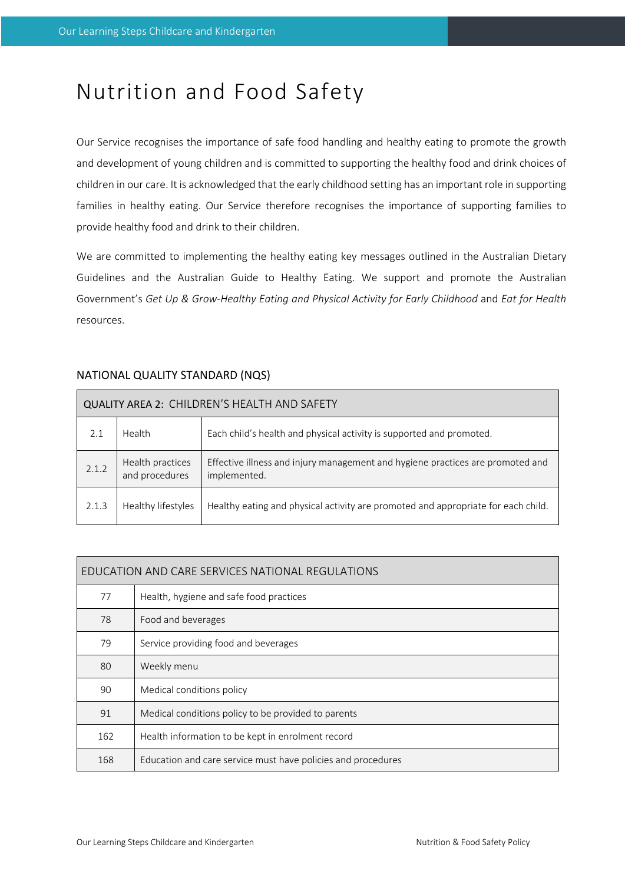# Nutrition and Food Safety

Our Service recognises the importance of safe food handling and healthy eating to promote the growth and development of young children and is committed to supporting the healthy food and drink choices of children in our care. It is acknowledged that the early childhood setting has an important role in supporting families in healthy eating. Our Service therefore recognises the importance of supporting families to provide healthy food and drink to their children.

We are committed to implementing the healthy eating key messages outlined in the Australian Dietary Guidelines and the Australian Guide to Healthy Eating. We support and promote the Australian Government's *Get Up & Grow-Healthy Eating and Physical Activity for Early Childhood* and *Eat for Health* resources.

## NATIONAL QUALITY STANDARD (NQS)

| QUALITY AREA 2: CHILDREN'S HEALTH AND SAFETY | | |
|---|---|---|
| 2.1 | Health | Each child's health and physical activity is supported and promoted. |
| 2.1.2 | Health practices and procedures | Effective illness and injury management and hygiene practices are promoted and implemented. |
| 2.1.3 | Healthy lifestyles | Healthy eating and physical activity are promoted and appropriate for each child. |

| EDUCATION AND CARE SERVICES NATIONAL REGULATIONS | |
|---|---|
| 77 | Health, hygiene and safe food practices |
| 78 | Food and beverages |
| 79 | Service providing food and beverages |
| 80 | Weekly menu |
| 90 | Medical conditions policy |
| 91 | Medical conditions policy to be provided to parents |
| 162 | Health information to be kept in enrolment record |
| 168 | Education and care service must have policies and procedures |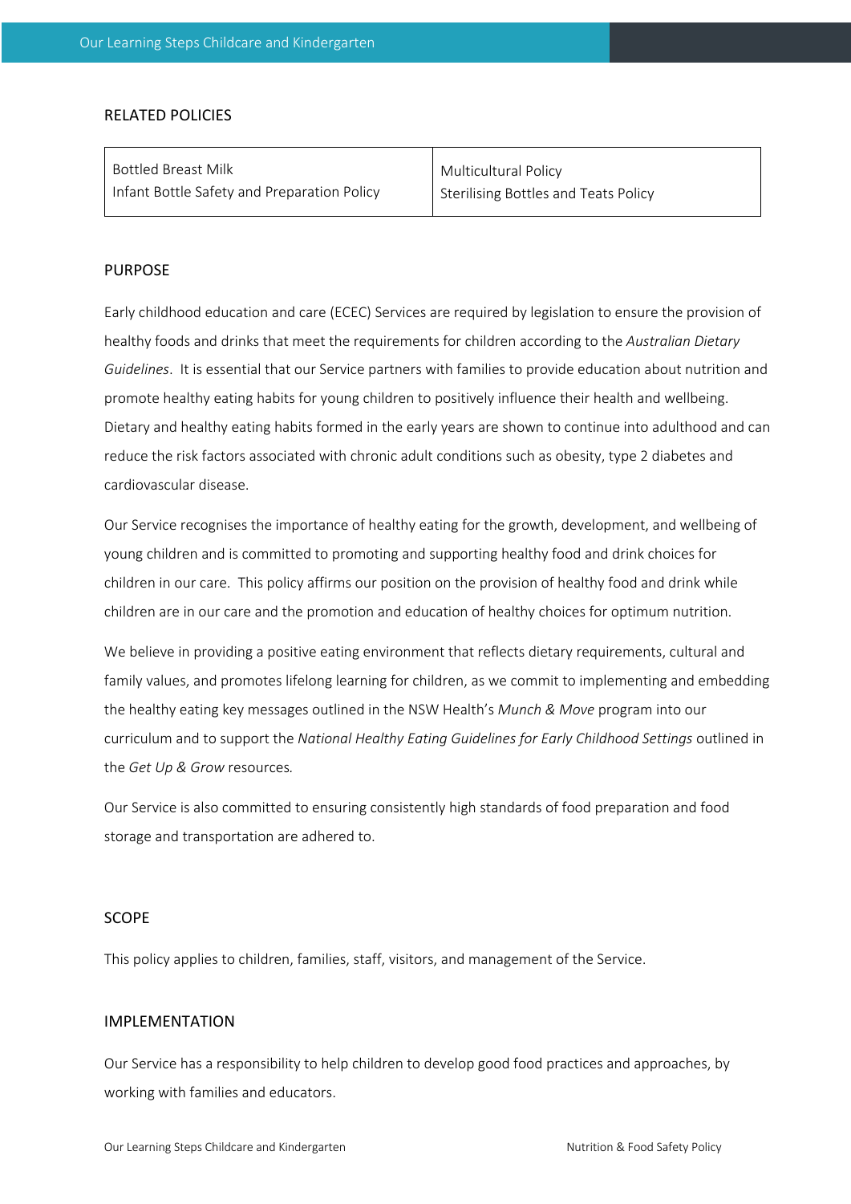## RELATED POLICIES

| | |
|---|---|
| Bottled Breast Milk<br>Infant Bottle Safety and Preparation Policy | Multicultural Policy<br>Sterilising Bottles and Teats Policy |

## PURPOSE

Early childhood education and care (ECEC) Services are required by legislation to ensure the provision of healthy foods and drinks that meet the requirements for children according to the *Australian Dietary Guidelines*. It is essential that our Service partners with families to provide education about nutrition and promote healthy eating habits for young children to positively influence their health and wellbeing. Dietary and healthy eating habits formed in the early years are shown to continue into adulthood and can reduce the risk factors associated with chronic adult conditions such as obesity, type 2 diabetes and cardiovascular disease.

Our Service recognises the importance of healthy eating for the growth, development, and wellbeing of young children and is committed to promoting and supporting healthy food and drink choices for children in our care. This policy affirms our position on the provision of healthy food and drink while children are in our care and the promotion and education of healthy choices for optimum nutrition.

We believe in providing a positive eating environment that reflects dietary requirements, cultural and family values, and promotes lifelong learning for children, as we commit to implementing and embedding the healthy eating key messages outlined in the NSW Health's *Munch & Move* program into our curriculum and to support the *National Healthy Eating Guidelines for Early Childhood Settings* outlined in the *Get Up & Grow* resources.

Our Service is also committed to ensuring consistently high standards of food preparation and food storage and transportation are adhered to.

## SCOPE

This policy applies to children, families, staff, visitors, and management of the Service.

## IMPLEMENTATION

Our Service has a responsibility to help children to develop good food practices and approaches, by working with families and educators.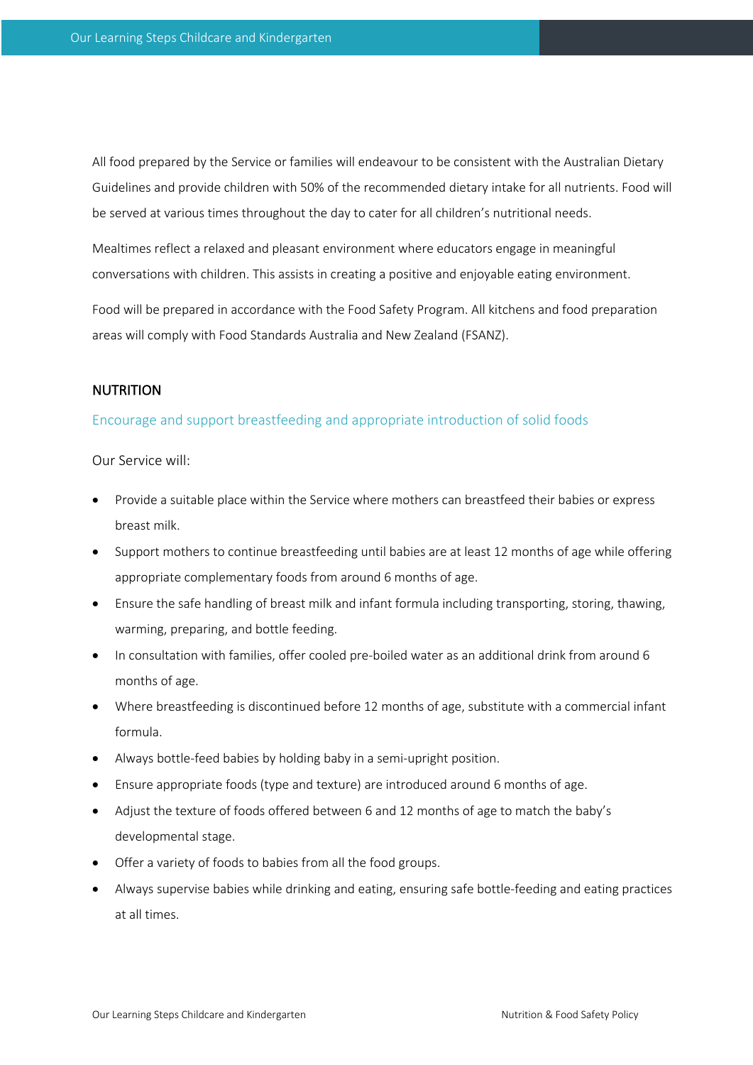All food prepared by the Service or families will endeavour to be consistent with the Australian Dietary Guidelines and provide children with 50% of the recommended dietary intake for all nutrients. Food will be served at various times throughout the day to cater for all children's nutritional needs.

Mealtimes reflect a relaxed and pleasant environment where educators engage in meaningful conversations with children. This assists in creating a positive and enjoyable eating environment.

Food will be prepared in accordance with the Food Safety Program. All kitchens and food preparation areas will comply with Food Standards Australia and New Zealand (FSANZ).

## NUTRITION

### Encourage and support breastfeeding and appropriate introduction of solid foods

Our Service will:

- Provide a suitable place within the Service where mothers can breastfeed their babies or express breast milk.
- Support mothers to continue breastfeeding until babies are at least 12 months of age while offering appropriate complementary foods from around 6 months of age.
- Ensure the safe handling of breast milk and infant formula including transporting, storing, thawing, warming, preparing, and bottle feeding.
- In consultation with families, offer cooled pre-boiled water as an additional drink from around 6 months of age.
- Where breastfeeding is discontinued before 12 months of age, substitute with a commercial infant formula.
- Always bottle-feed babies by holding baby in a semi-upright position.
- Ensure appropriate foods (type and texture) are introduced around 6 months of age.
- Adjust the texture of foods offered between 6 and 12 months of age to match the baby's developmental stage.
- Offer a variety of foods to babies from all the food groups.
- Always supervise babies while drinking and eating, ensuring safe bottle-feeding and eating practices at all times.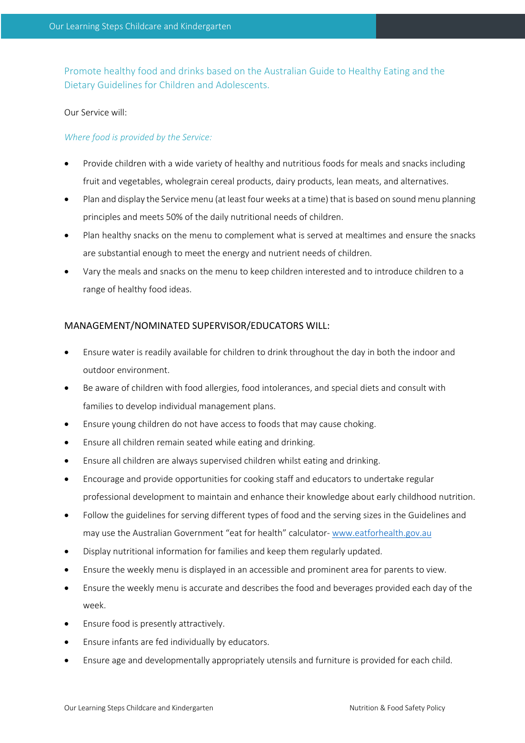### Promote healthy food and drinks based on the Australian Guide to Healthy Eating and the Dietary Guidelines for Children and Adolescents.

Our Service will:

*Where food is provided by the Service:*

- Provide children with a wide variety of healthy and nutritious foods for meals and snacks including fruit and vegetables, wholegrain cereal products, dairy products, lean meats, and alternatives.
- Plan and display the Service menu (at least four weeks at a time) that is based on sound menu planning principles and meets 50% of the daily nutritional needs of children.
- Plan healthy snacks on the menu to complement what is served at mealtimes and ensure the snacks are substantial enough to meet the energy and nutrient needs of children.
- Vary the meals and snacks on the menu to keep children interested and to introduce children to a range of healthy food ideas.

#### MANAGEMENT/NOMINATED SUPERVISOR/EDUCATORS WILL:

- Ensure water is readily available for children to drink throughout the day in both the indoor and outdoor environment.
- Be aware of children with food allergies, food intolerances, and special diets and consult with families to develop individual management plans.
- Ensure young children do not have access to foods that may cause choking.
- Ensure all children remain seated while eating and drinking.
- Ensure all children are always supervised children whilst eating and drinking.
- Encourage and provide opportunities for cooking staff and educators to undertake regular professional development to maintain and enhance their knowledge about early childhood nutrition.
- Follow the guidelines for serving different types of food and the serving sizes in the Guidelines and may use the Australian Government "eat for health" calculator- www.eatforhealth.gov.au
- Display nutritional information for families and keep them regularly updated.
- Ensure the weekly menu is displayed in an accessible and prominent area for parents to view.
- Ensure the weekly menu is accurate and describes the food and beverages provided each day of the week.
- Ensure food is presently attractively.
- Ensure infants are fed individually by educators.
- Ensure age and developmentally appropriately utensils and furniture is provided for each child.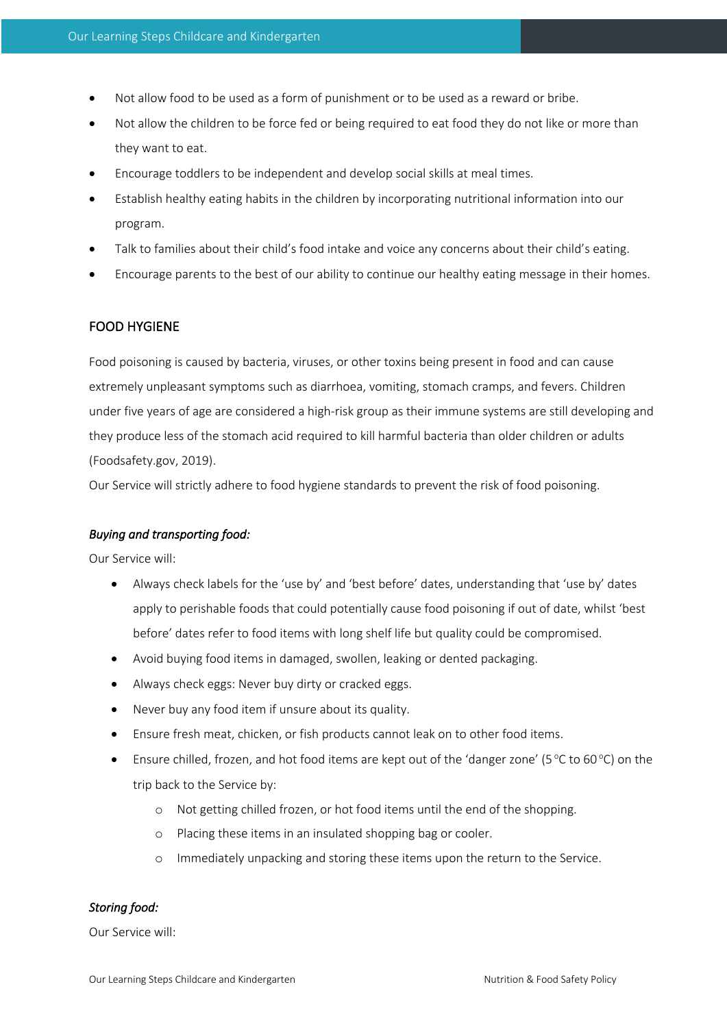- Not allow food to be used as a form of punishment or to be used as a reward or bribe.
- Not allow the children to be force fed or being required to eat food they do not like or more than they want to eat.
- Encourage toddlers to be independent and develop social skills at meal times.
- Establish healthy eating habits in the children by incorporating nutritional information into our program.
- Talk to families about their child's food intake and voice any concerns about their child's eating.
- Encourage parents to the best of our ability to continue our healthy eating message in their homes.

## FOOD HYGIENE

Food poisoning is caused by bacteria, viruses, or other toxins being present in food and can cause extremely unpleasant symptoms such as diarrhoea, vomiting, stomach cramps, and fevers. Children under five years of age are considered a high-risk group as their immune systems are still developing and they produce less of the stomach acid required to kill harmful bacteria than older children or adults (Foodsafety.gov, 2019).

Our Service will strictly adhere to food hygiene standards to prevent the risk of food poisoning.

### *Buying and transporting food:*

Our Service will:

- Always check labels for the 'use by' and 'best before' dates, understanding that 'use by' dates apply to perishable foods that could potentially cause food poisoning if out of date, whilst 'best before' dates refer to food items with long shelf life but quality could be compromised.
- Avoid buying food items in damaged, swollen, leaking or dented packaging.
- Always check eggs: Never buy dirty or cracked eggs.
- Never buy any food item if unsure about its quality.
- Ensure fresh meat, chicken, or fish products cannot leak on to other food items.
- Ensure chilled, frozen, and hot food items are kept out of the 'danger zone' (5 °C to 60 °C) on the trip back to the Service by:
  - Not getting chilled frozen, or hot food items until the end of the shopping.
  - Placing these items in an insulated shopping bag or cooler.
  - Immediately unpacking and storing these items upon the return to the Service.

### *Storing food:*

Our Service will: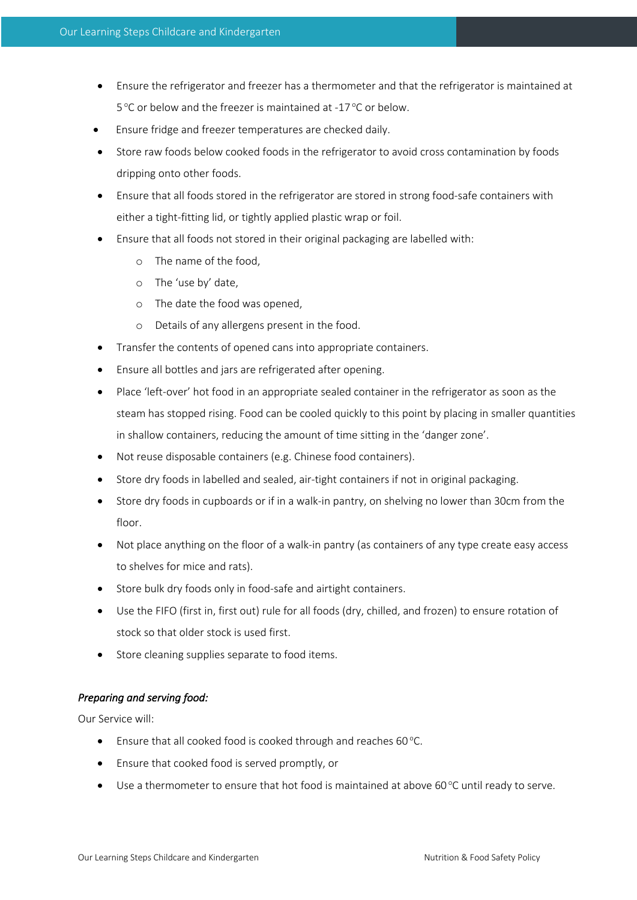- Ensure the refrigerator and freezer has a thermometer and that the refrigerator is maintained at 5 °C or below and the freezer is maintained at -17 °C or below.
- Ensure fridge and freezer temperatures are checked daily.
- Store raw foods below cooked foods in the refrigerator to avoid cross contamination by foods dripping onto other foods.
- Ensure that all foods stored in the refrigerator are stored in strong food-safe containers with either a tight-fitting lid, or tightly applied plastic wrap or foil.
- Ensure that all foods not stored in their original packaging are labelled with:
    - The name of the food,
    - The 'use by' date,
    - The date the food was opened,
    - Details of any allergens present in the food.
- Transfer the contents of opened cans into appropriate containers.
- Ensure all bottles and jars are refrigerated after opening.
- Place 'left-over' hot food in an appropriate sealed container in the refrigerator as soon as the steam has stopped rising. Food can be cooled quickly to this point by placing in smaller quantities in shallow containers, reducing the amount of time sitting in the 'danger zone'.
- Not reuse disposable containers (e.g. Chinese food containers).
- Store dry foods in labelled and sealed, air-tight containers if not in original packaging.
- Store dry foods in cupboards or if in a walk-in pantry, on shelving no lower than 30cm from the floor.
- Not place anything on the floor of a walk-in pantry (as containers of any type create easy access to shelves for mice and rats).
- Store bulk dry foods only in food-safe and airtight containers.
- Use the FIFO (first in, first out) rule for all foods (dry, chilled, and frozen) to ensure rotation of stock so that older stock is used first.
- Store cleaning supplies separate to food items.

***Preparing and serving food:***

Our Service will:

- Ensure that all cooked food is cooked through and reaches 60 °C.
- Ensure that cooked food is served promptly, or
- Use a thermometer to ensure that hot food is maintained at above 60 °C until ready to serve.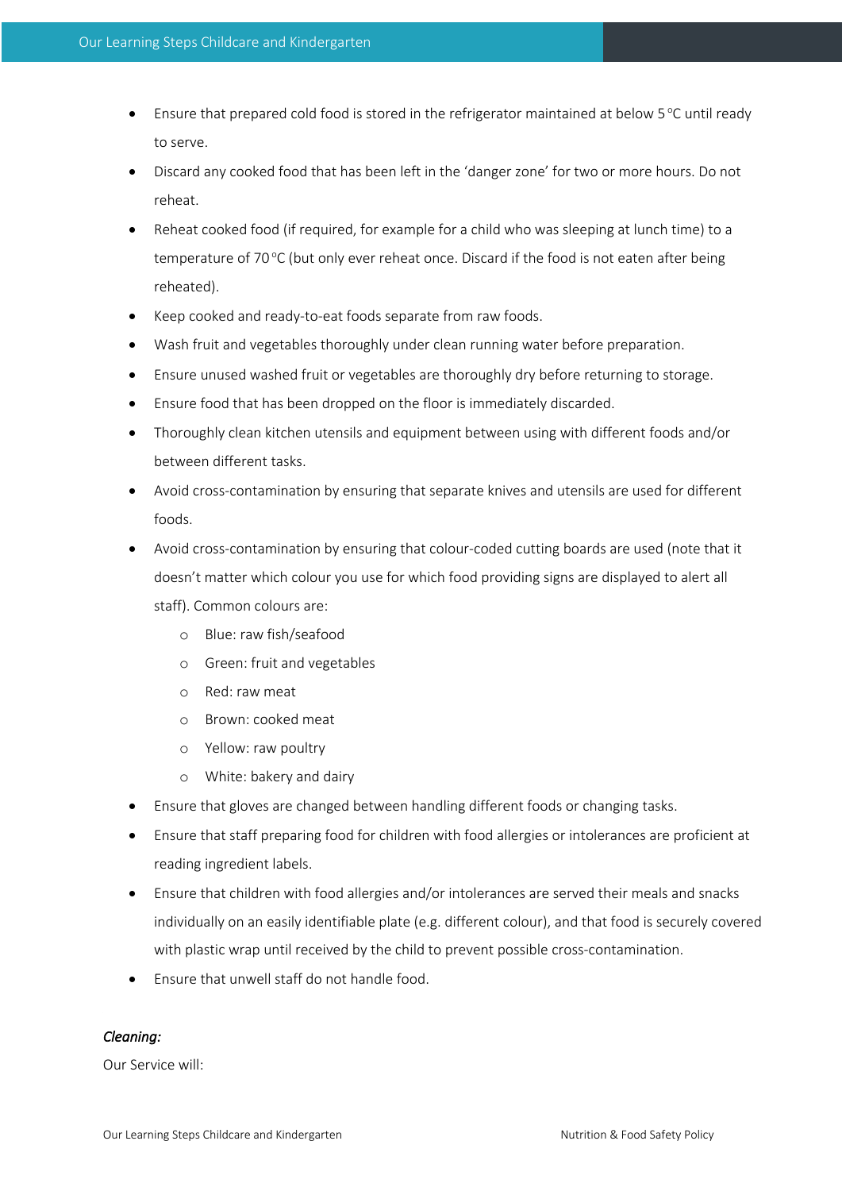- Ensure that prepared cold food is stored in the refrigerator maintained at below 5 °C until ready to serve.
- Discard any cooked food that has been left in the 'danger zone' for two or more hours. Do not reheat.
- Reheat cooked food (if required, for example for a child who was sleeping at lunch time) to a temperature of 70 °C (but only ever reheat once. Discard if the food is not eaten after being reheated).
- Keep cooked and ready-to-eat foods separate from raw foods.
- Wash fruit and vegetables thoroughly under clean running water before preparation.
- Ensure unused washed fruit or vegetables are thoroughly dry before returning to storage.
- Ensure food that has been dropped on the floor is immediately discarded.
- Thoroughly clean kitchen utensils and equipment between using with different foods and/or between different tasks.
- Avoid cross-contamination by ensuring that separate knives and utensils are used for different foods.
- Avoid cross-contamination by ensuring that colour-coded cutting boards are used (note that it doesn't matter which colour you use for which food providing signs are displayed to alert all staff). Common colours are:
  - Blue: raw fish/seafood
  - Green: fruit and vegetables
  - Red: raw meat
  - Brown: cooked meat
  - Yellow: raw poultry
  - White: bakery and dairy
- Ensure that gloves are changed between handling different foods or changing tasks.
- Ensure that staff preparing food for children with food allergies or intolerances are proficient at reading ingredient labels.
- Ensure that children with food allergies and/or intolerances are served their meals and snacks individually on an easily identifiable plate (e.g. different colour), and that food is securely covered with plastic wrap until received by the child to prevent possible cross-contamination.
- Ensure that unwell staff do not handle food.

*Cleaning:*

Our Service will: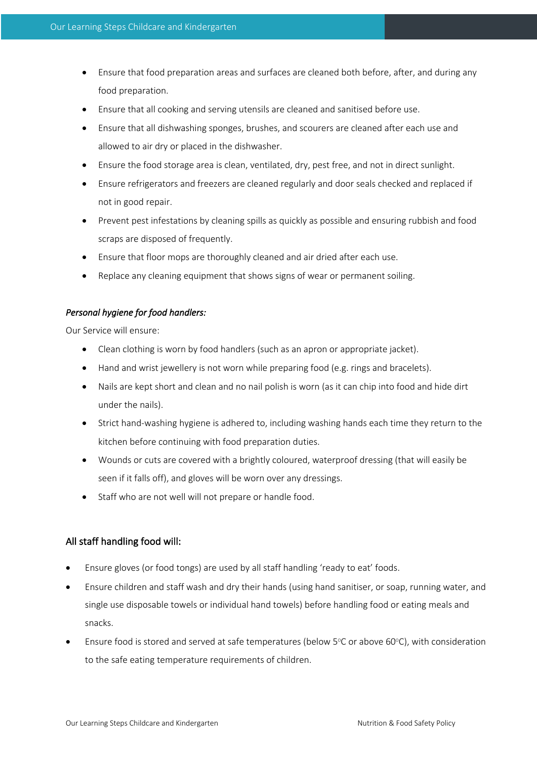- Ensure that food preparation areas and surfaces are cleaned both before, after, and during any food preparation.
- Ensure that all cooking and serving utensils are cleaned and sanitised before use.
- Ensure that all dishwashing sponges, brushes, and scourers are cleaned after each use and allowed to air dry or placed in the dishwasher.
- Ensure the food storage area is clean, ventilated, dry, pest free, and not in direct sunlight.
- Ensure refrigerators and freezers are cleaned regularly and door seals checked and replaced if not in good repair.
- Prevent pest infestations by cleaning spills as quickly as possible and ensuring rubbish and food scraps are disposed of frequently.
- Ensure that floor mops are thoroughly cleaned and air dried after each use.
- Replace any cleaning equipment that shows signs of wear or permanent soiling.

*Personal hygiene for food handlers:*

Our Service will ensure:

- Clean clothing is worn by food handlers (such as an apron or appropriate jacket).
- Hand and wrist jewellery is not worn while preparing food (e.g. rings and bracelets).
- Nails are kept short and clean and no nail polish is worn (as it can chip into food and hide dirt under the nails).
- Strict hand-washing hygiene is adhered to, including washing hands each time they return to the kitchen before continuing with food preparation duties.
- Wounds or cuts are covered with a brightly coloured, waterproof dressing (that will easily be seen if it falls off), and gloves will be worn over any dressings.
- Staff who are not well will not prepare or handle food.

## All staff handling food will:

- Ensure gloves (or food tongs) are used by all staff handling 'ready to eat' foods.
- Ensure children and staff wash and dry their hands (using hand sanitiser, or soap, running water, and single use disposable towels or individual hand towels) before handling food or eating meals and snacks.
- Ensure food is stored and served at safe temperatures (below 5°C or above 60°C), with consideration to the safe eating temperature requirements of children.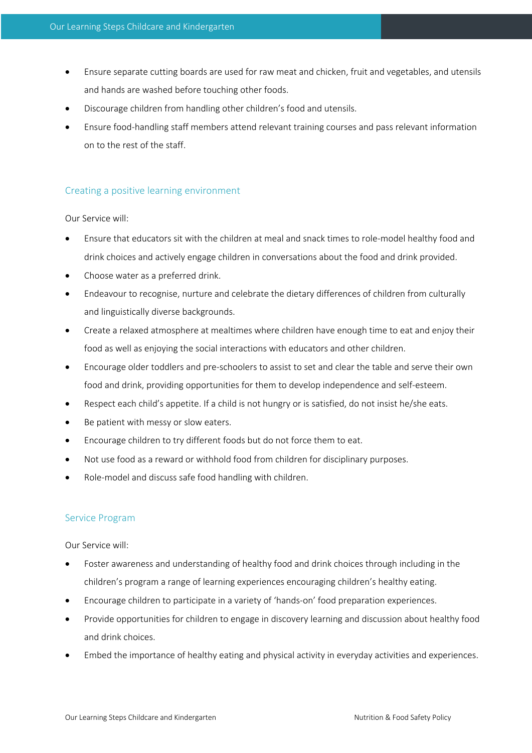- Ensure separate cutting boards are used for raw meat and chicken, fruit and vegetables, and utensils and hands are washed before touching other foods.
- Discourage children from handling other children's food and utensils.
- Ensure food-handling staff members attend relevant training courses and pass relevant information on to the rest of the staff.

## Creating a positive learning environment

Our Service will:

- Ensure that educators sit with the children at meal and snack times to role-model healthy food and drink choices and actively engage children in conversations about the food and drink provided.
- Choose water as a preferred drink.
- Endeavour to recognise, nurture and celebrate the dietary differences of children from culturally and linguistically diverse backgrounds.
- Create a relaxed atmosphere at mealtimes where children have enough time to eat and enjoy their food as well as enjoying the social interactions with educators and other children.
- Encourage older toddlers and pre-schoolers to assist to set and clear the table and serve their own food and drink, providing opportunities for them to develop independence and self-esteem.
- Respect each child's appetite. If a child is not hungry or is satisfied, do not insist he/she eats.
- Be patient with messy or slow eaters.
- Encourage children to try different foods but do not force them to eat.
- Not use food as a reward or withhold food from children for disciplinary purposes.
- Role-model and discuss safe food handling with children.

## Service Program

Our Service will:

- Foster awareness and understanding of healthy food and drink choices through including in the children's program a range of learning experiences encouraging children's healthy eating.
- Encourage children to participate in a variety of 'hands-on' food preparation experiences.
- Provide opportunities for children to engage in discovery learning and discussion about healthy food and drink choices.
- Embed the importance of healthy eating and physical activity in everyday activities and experiences.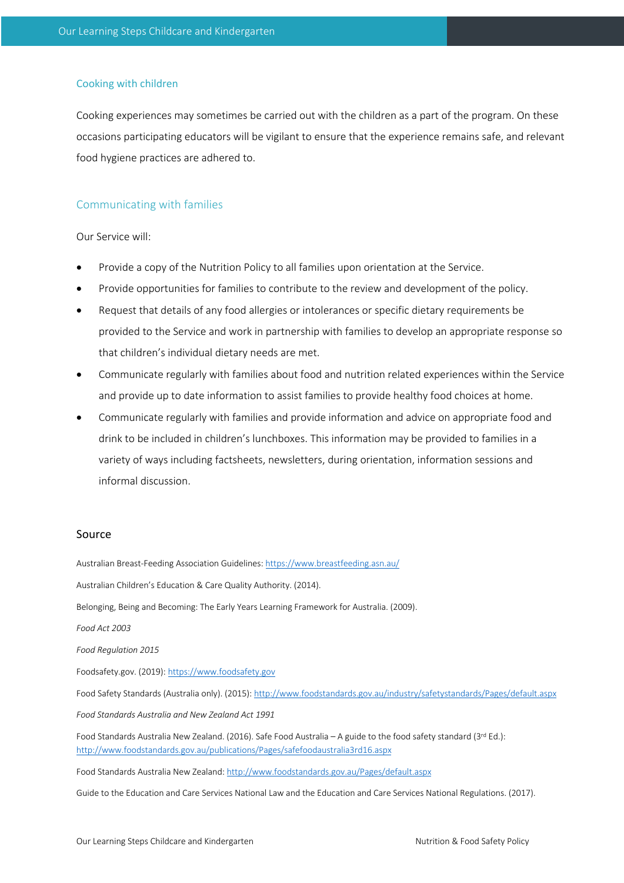## Cooking with children

Cooking experiences may sometimes be carried out with the children as a part of the program. On these occasions participating educators will be vigilant to ensure that the experience remains safe, and relevant food hygiene practices are adhered to.

## Communicating with families

Our Service will:

- Provide a copy of the Nutrition Policy to all families upon orientation at the Service.
- Provide opportunities for families to contribute to the review and development of the policy.
- Request that details of any food allergies or intolerances or specific dietary requirements be provided to the Service and work in partnership with families to develop an appropriate response so that children's individual dietary needs are met.
- Communicate regularly with families about food and nutrition related experiences within the Service and provide up to date information to assist families to provide healthy food choices at home.
- Communicate regularly with families and provide information and advice on appropriate food and drink to be included in children's lunchboxes. This information may be provided to families in a variety of ways including factsheets, newsletters, during orientation, information sessions and informal discussion.

## Source

Australian Breast-Feeding Association Guidelines: https://www.breastfeeding.asn.au/

Australian Children's Education & Care Quality Authority. (2014).

Belonging, Being and Becoming: The Early Years Learning Framework for Australia. (2009).

*Food Act 2003*

*Food Regulation 2015*

Foodsafety.gov. (2019): https://www.foodsafety.gov

Food Safety Standards (Australia only). (2015): http://www.foodstandards.gov.au/industry/safetystandards/Pages/default.aspx

*Food Standards Australia and New Zealand Act 1991*

Food Standards Australia New Zealand. (2016). Safe Food Australia – A guide to the food safety standard (3rd Ed.): http://www.foodstandards.gov.au/publications/Pages/safefoodaustralia3rd16.aspx

Food Standards Australia New Zealand: http://www.foodstandards.gov.au/Pages/default.aspx

Guide to the Education and Care Services National Law and the Education and Care Services National Regulations. (2017).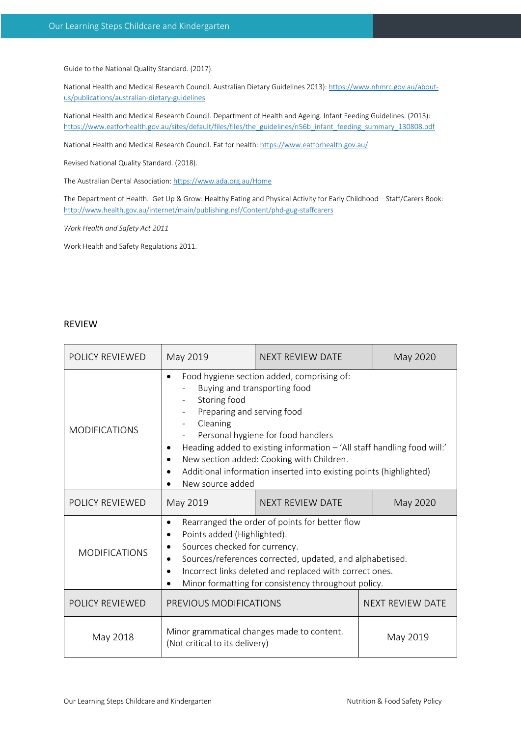Guide to the National Quality Standard. (2017).

National Health and Medical Research Council. Australian Dietary Guidelines 2013): https://www.nhmrc.gov.au/about-us/publications/australian-dietary-guidelines

National Health and Medical Research Council. Department of Health and Ageing. Infant Feeding Guidelines. (2013): https://www.eatforhealth.gov.au/sites/default/files/files/the_guidelines/n56b_infant_feeding_summary_130808.pdf

National Health and Medical Research Council. Eat for health: https://www.eatforhealth.gov.au/

Revised National Quality Standard. (2018).

The Australian Dental Association: https://www.ada.org.au/Home

The Department of Health. Get Up & Grow: Healthy Eating and Physical Activity for Early Childhood – Staff/Carers Book: http://www.health.gov.au/internet/main/publishing.nsf/Content/phd-gug-staffcarers

*Work Health and Safety Act 2011*

Work Health and Safety Regulations 2011.

## REVIEW

| POLICY REVIEWED | May 2019 | NEXT REVIEW DATE | May 2020 |
|---|---|---|---|
| MODIFICATIONS | • Food hygiene section added, comprising of:<br>- Buying and transporting food<br>- Storing food<br>- Preparing and serving food<br>- Cleaning<br>- Personal hygiene for food handlers<br>• Heading added to existing information – 'All staff handling food will:'<br>• New section added: Cooking with Children.<br>• Additional information inserted into existing points (highlighted)<br>• New source added | | |
| POLICY REVIEWED | May 2019 | NEXT REVIEW DATE | May 2020 |
| MODIFICATIONS | • Rearranged the order of points for better flow<br>• Points added (Highlighted).<br>• Sources checked for currency.<br>• Sources/references corrected, updated, and alphabetised.<br>• Incorrect links deleted and replaced with correct ones.<br>• Minor formatting for consistency throughout policy. | | |

| POLICY REVIEWED | PREVIOUS MODIFICATIONS | NEXT REVIEW DATE |
|---|---|---|
| May 2018 | Minor grammatical changes made to content. (Not critical to its delivery) | May 2019 |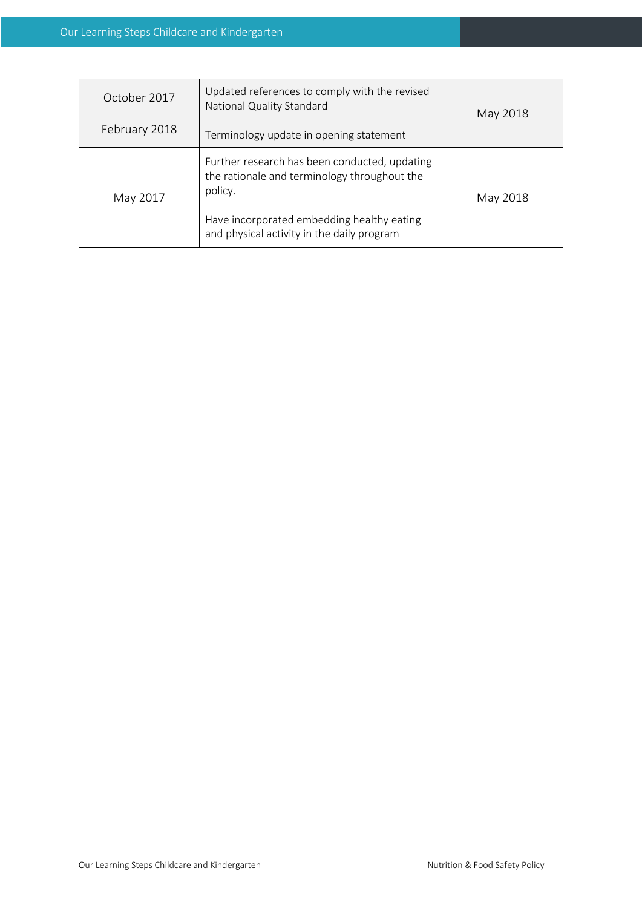| | | |
|---|---|---|
| October 2017<br><br>February 2018 | Updated references to comply with the revised National Quality Standard<br><br>Terminology update in opening statement | May 2018 |
| May 2017 | Further research has been conducted, updating the rationale and terminology throughout the policy.<br><br>Have incorporated embedding healthy eating and physical activity in the daily program | May 2018 |